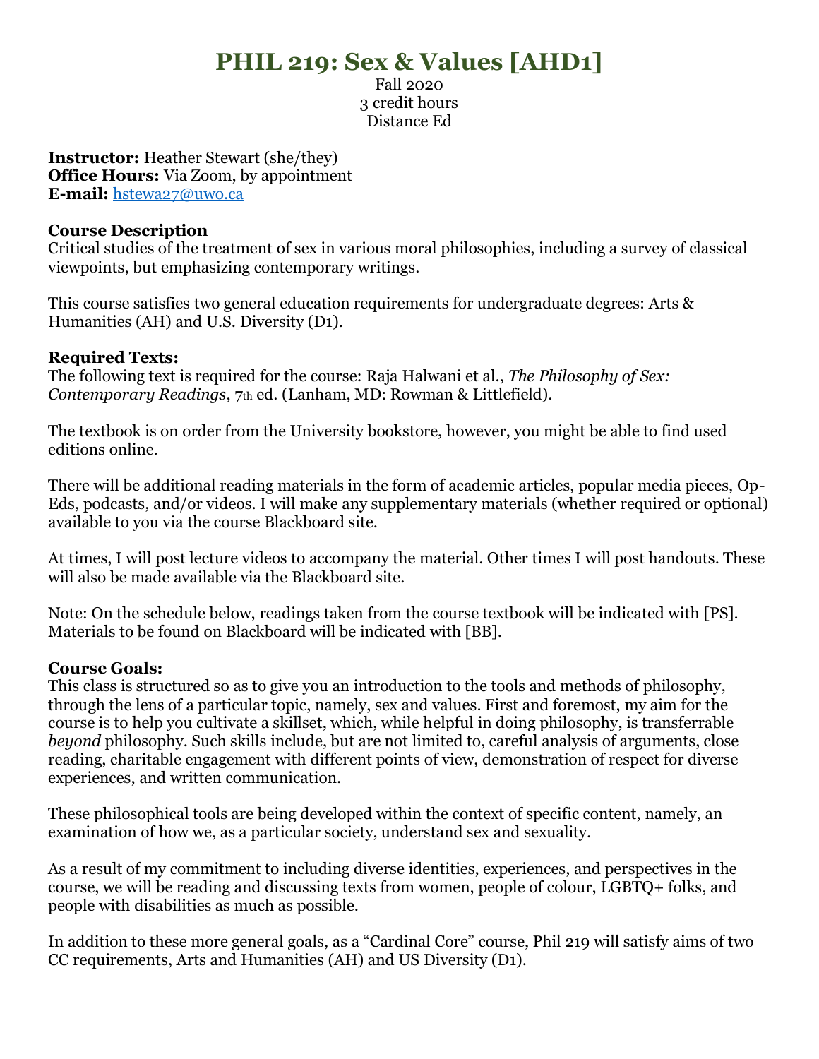# PHIL 219: Sex & Values [AHD1]

Fall 2020
3 credit hours
Distance Ed

**Instructor:** Heather Stewart (she/they)
**Office Hours:** Via Zoom, by appointment
**E-mail:** hstewa27@uwo.ca

**Course Description**
Critical studies of the treatment of sex in various moral philosophies, including a survey of classical viewpoints, but emphasizing contemporary writings.

This course satisfies two general education requirements for undergraduate degrees: Arts & Humanities (AH) and U.S. Diversity (D1).

**Required Texts:**
The following text is required for the course: Raja Halwani et al., *The Philosophy of Sex: Contemporary Readings*, 7th ed. (Lanham, MD: Rowman & Littlefield).

The textbook is on order from the University bookstore, however, you might be able to find used editions online.

There will be additional reading materials in the form of academic articles, popular media pieces, Op-Eds, podcasts, and/or videos. I will make any supplementary materials (whether required or optional) available to you via the course Blackboard site.

At times, I will post lecture videos to accompany the material. Other times I will post handouts. These will also be made available via the Blackboard site.

Note: On the schedule below, readings taken from the course textbook will be indicated with [PS]. Materials to be found on Blackboard will be indicated with [BB].

**Course Goals:**
This class is structured so as to give you an introduction to the tools and methods of philosophy, through the lens of a particular topic, namely, sex and values. First and foremost, my aim for the course is to help you cultivate a skillset, which, while helpful in doing philosophy, is transferrable *beyond* philosophy. Such skills include, but are not limited to, careful analysis of arguments, close reading, charitable engagement with different points of view, demonstration of respect for diverse experiences, and written communication.

These philosophical tools are being developed within the context of specific content, namely, an examination of how we, as a particular society, understand sex and sexuality.

As a result of my commitment to including diverse identities, experiences, and perspectives in the course, we will be reading and discussing texts from women, people of colour, LGBTQ+ folks, and people with disabilities as much as possible.

In addition to these more general goals, as a "Cardinal Core" course, Phil 219 will satisfy aims of two CC requirements, Arts and Humanities (AH) and US Diversity (D1).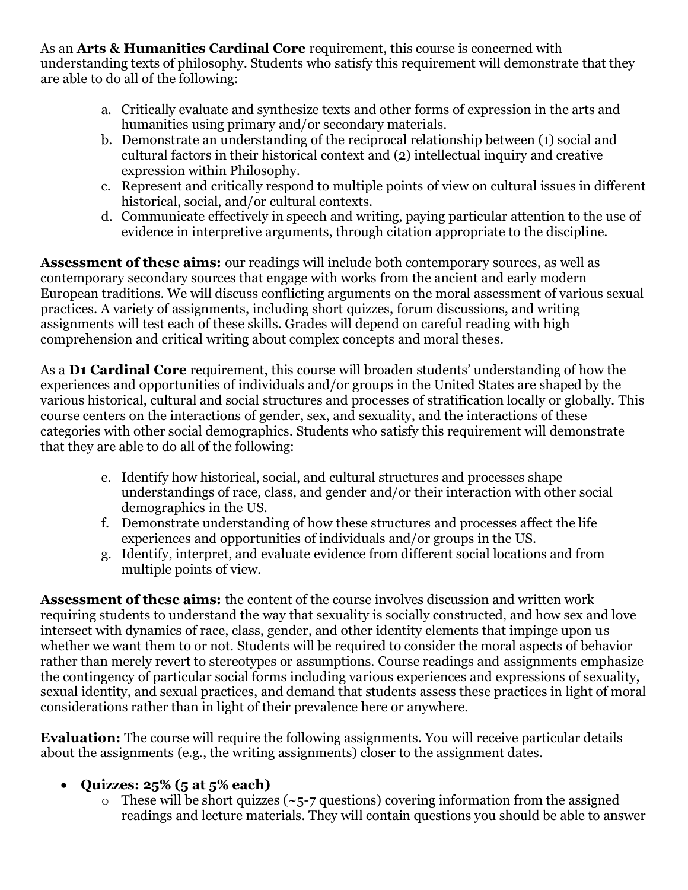As an **Arts & Humanities Cardinal Core** requirement, this course is concerned with understanding texts of philosophy. Students who satisfy this requirement will demonstrate that they are able to do all of the following:

a. Critically evaluate and synthesize texts and other forms of expression in the arts and humanities using primary and/or secondary materials.
b. Demonstrate an understanding of the reciprocal relationship between (1) social and cultural factors in their historical context and (2) intellectual inquiry and creative expression within Philosophy.
c. Represent and critically respond to multiple points of view on cultural issues in different historical, social, and/or cultural contexts.
d. Communicate effectively in speech and writing, paying particular attention to the use of evidence in interpretive arguments, through citation appropriate to the discipline.

**Assessment of these aims:** our readings will include both contemporary sources, as well as contemporary secondary sources that engage with works from the ancient and early modern European traditions. We will discuss conflicting arguments on the moral assessment of various sexual practices. A variety of assignments, including short quizzes, forum discussions, and writing assignments will test each of these skills. Grades will depend on careful reading with high comprehension and critical writing about complex concepts and moral theses.

As a **D1 Cardinal Core** requirement, this course will broaden students' understanding of how the experiences and opportunities of individuals and/or groups in the United States are shaped by the various historical, cultural and social structures and processes of stratification locally or globally. This course centers on the interactions of gender, sex, and sexuality, and the interactions of these categories with other social demographics. Students who satisfy this requirement will demonstrate that they are able to do all of the following:

e. Identify how historical, social, and cultural structures and processes shape understandings of race, class, and gender and/or their interaction with other social demographics in the US.
f. Demonstrate understanding of how these structures and processes affect the life experiences and opportunities of individuals and/or groups in the US.
g. Identify, interpret, and evaluate evidence from different social locations and from multiple points of view.

**Assessment of these aims:** the content of the course involves discussion and written work requiring students to understand the way that sexuality is socially constructed, and how sex and love intersect with dynamics of race, class, gender, and other identity elements that impinge upon us whether we want them to or not. Students will be required to consider the moral aspects of behavior rather than merely revert to stereotypes or assumptions. Course readings and assignments emphasize the contingency of particular social forms including various experiences and expressions of sexuality, sexual identity, and sexual practices, and demand that students assess these practices in light of moral considerations rather than in light of their prevalence here or anywhere.

**Evaluation:** The course will require the following assignments. You will receive particular details about the assignments (e.g., the writing assignments) closer to the assignment dates.

- **Quizzes: 25% (5 at 5% each)**
  - These will be short quizzes (~5-7 questions) covering information from the assigned readings and lecture materials. They will contain questions you should be able to answer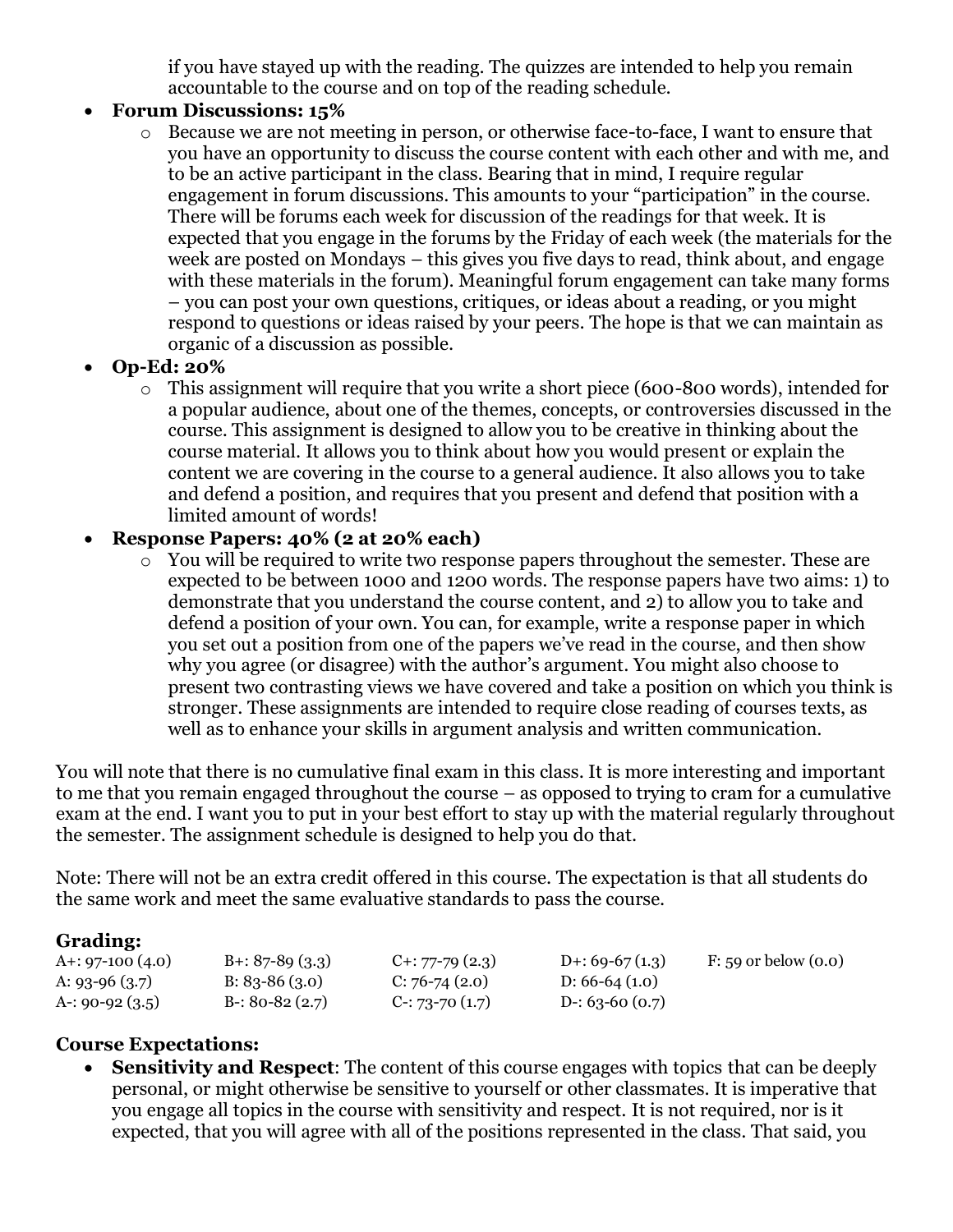if you have stayed up with the reading. The quizzes are intended to help you remain accountable to the course and on top of the reading schedule.

- **Forum Discussions: 15%**
  - Because we are not meeting in person, or otherwise face-to-face, I want to ensure that you have an opportunity to discuss the course content with each other and with me, and to be an active participant in the class. Bearing that in mind, I require regular engagement in forum discussions. This amounts to your "participation" in the course. There will be forums each week for discussion of the readings for that week. It is expected that you engage in the forums by the Friday of each week (the materials for the week are posted on Mondays – this gives you five days to read, think about, and engage with these materials in the forum). Meaningful forum engagement can take many forms – you can post your own questions, critiques, or ideas about a reading, or you might respond to questions or ideas raised by your peers. The hope is that we can maintain as organic of a discussion as possible.
- **Op-Ed: 20%**
  - This assignment will require that you write a short piece (600-800 words), intended for a popular audience, about one of the themes, concepts, or controversies discussed in the course. This assignment is designed to allow you to be creative in thinking about the course material. It allows you to think about how you would present or explain the content we are covering in the course to a general audience. It also allows you to take and defend a position, and requires that you present and defend that position with a limited amount of words!
- **Response Papers: 40% (2 at 20% each)**
  - You will be required to write two response papers throughout the semester. These are expected to be between 1000 and 1200 words. The response papers have two aims: 1) to demonstrate that you understand the course content, and 2) to allow you to take and defend a position of your own. You can, for example, write a response paper in which you set out a position from one of the papers we've read in the course, and then show why you agree (or disagree) with the author's argument. You might also choose to present two contrasting views we have covered and take a position on which you think is stronger. These assignments are intended to require close reading of courses texts, as well as to enhance your skills in argument analysis and written communication.

You will note that there is no cumulative final exam in this class. It is more interesting and important to me that you remain engaged throughout the course – as opposed to trying to cram for a cumulative exam at the end. I want you to put in your best effort to stay up with the material regularly throughout the semester. The assignment schedule is designed to help you do that.

Note: There will not be an extra credit offered in this course. The expectation is that all students do the same work and meet the same evaluative standards to pass the course.

### Grading:

| | | | | |
|---|---|---|---|---|
| A+: 97-100 (4.0) | B+: 87-89 (3.3) | C+: 77-79 (2.3) | D+: 69-67 (1.3) | F: 59 or below (0.0) |
| A: 93-96 (3.7) | B: 83-86 (3.0) | C: 76-74 (2.0) | D: 66-64 (1.0) | |
| A-: 90-92 (3.5) | B-: 80-82 (2.7) | C-: 73-70 (1.7) | D-: 63-60 (0.7) | |

### Course Expectations:

- **Sensitivity and Respect**: The content of this course engages with topics that can be deeply personal, or might otherwise be sensitive to yourself or other classmates. It is imperative that you engage all topics in the course with sensitivity and respect. It is not required, nor is it expected, that you will agree with all of the positions represented in the class. That said, you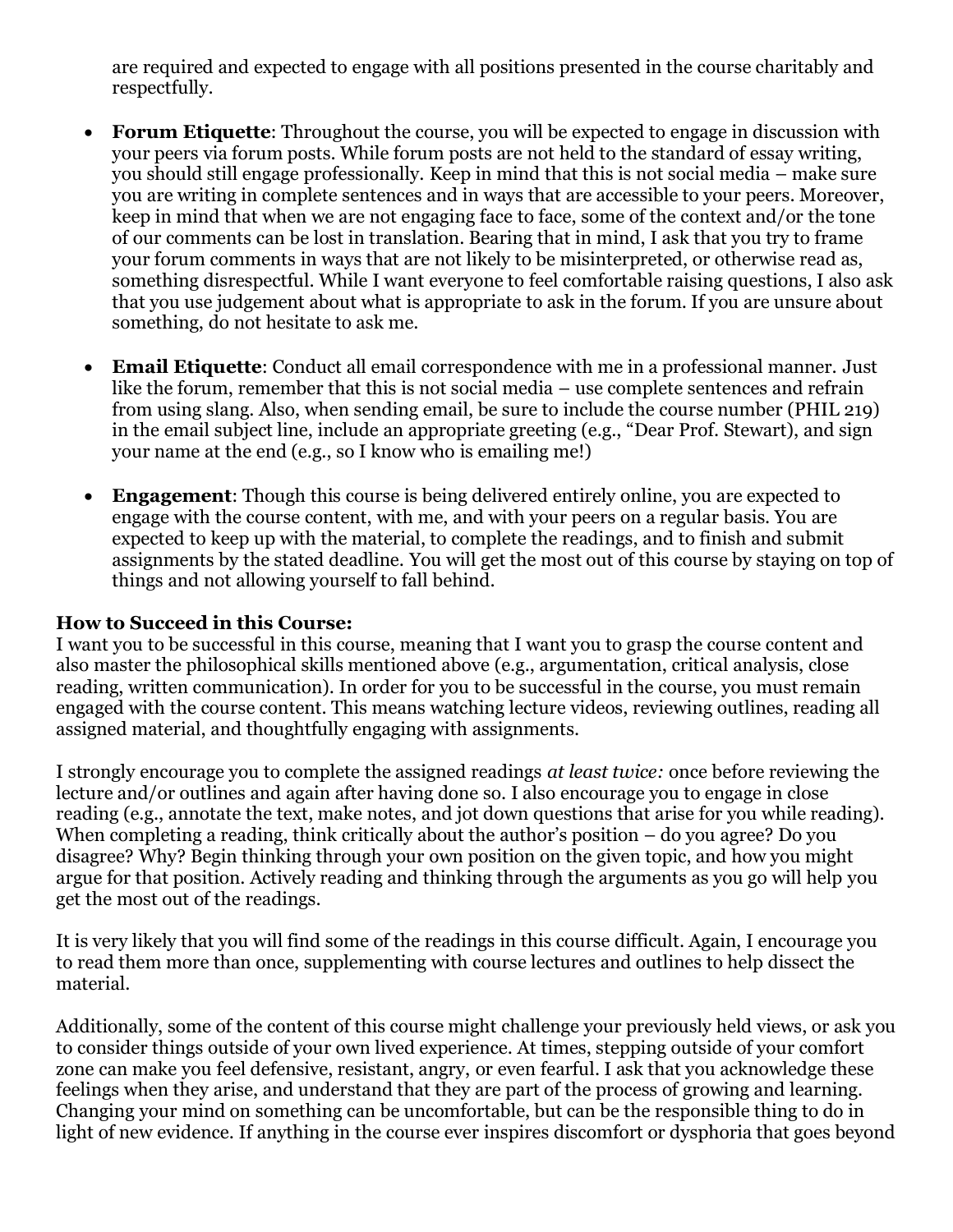are required and expected to engage with all positions presented in the course charitably and respectfully.

- **Forum Etiquette**: Throughout the course, you will be expected to engage in discussion with your peers via forum posts. While forum posts are not held to the standard of essay writing, you should still engage professionally. Keep in mind that this is not social media – make sure you are writing in complete sentences and in ways that are accessible to your peers. Moreover, keep in mind that when we are not engaging face to face, some of the context and/or the tone of our comments can be lost in translation. Bearing that in mind, I ask that you try to frame your forum comments in ways that are not likely to be misinterpreted, or otherwise read as, something disrespectful. While I want everyone to feel comfortable raising questions, I also ask that you use judgement about what is appropriate to ask in the forum. If you are unsure about something, do not hesitate to ask me.

- **Email Etiquette**: Conduct all email correspondence with me in a professional manner. Just like the forum, remember that this is not social media – use complete sentences and refrain from using slang. Also, when sending email, be sure to include the course number (PHIL 219) in the email subject line, include an appropriate greeting (e.g., "Dear Prof. Stewart), and sign your name at the end (e.g., so I know who is emailing me!)

- **Engagement**: Though this course is being delivered entirely online, you are expected to engage with the course content, with me, and with your peers on a regular basis. You are expected to keep up with the material, to complete the readings, and to finish and submit assignments by the stated deadline. You will get the most out of this course by staying on top of things and not allowing yourself to fall behind.

**How to Succeed in this Course:**

I want you to be successful in this course, meaning that I want you to grasp the course content and also master the philosophical skills mentioned above (e.g., argumentation, critical analysis, close reading, written communication). In order for you to be successful in the course, you must remain engaged with the course content. This means watching lecture videos, reviewing outlines, reading all assigned material, and thoughtfully engaging with assignments.

I strongly encourage you to complete the assigned readings *at least twice:* once before reviewing the lecture and/or outlines and again after having done so. I also encourage you to engage in close reading (e.g., annotate the text, make notes, and jot down questions that arise for you while reading). When completing a reading, think critically about the author's position – do you agree? Do you disagree? Why? Begin thinking through your own position on the given topic, and how you might argue for that position. Actively reading and thinking through the arguments as you go will help you get the most out of the readings.

It is very likely that you will find some of the readings in this course difficult. Again, I encourage you to read them more than once, supplementing with course lectures and outlines to help dissect the material.

Additionally, some of the content of this course might challenge your previously held views, or ask you to consider things outside of your own lived experience. At times, stepping outside of your comfort zone can make you feel defensive, resistant, angry, or even fearful. I ask that you acknowledge these feelings when they arise, and understand that they are part of the process of growing and learning. Changing your mind on something can be uncomfortable, but can be the responsible thing to do in light of new evidence. If anything in the course ever inspires discomfort or dysphoria that goes beyond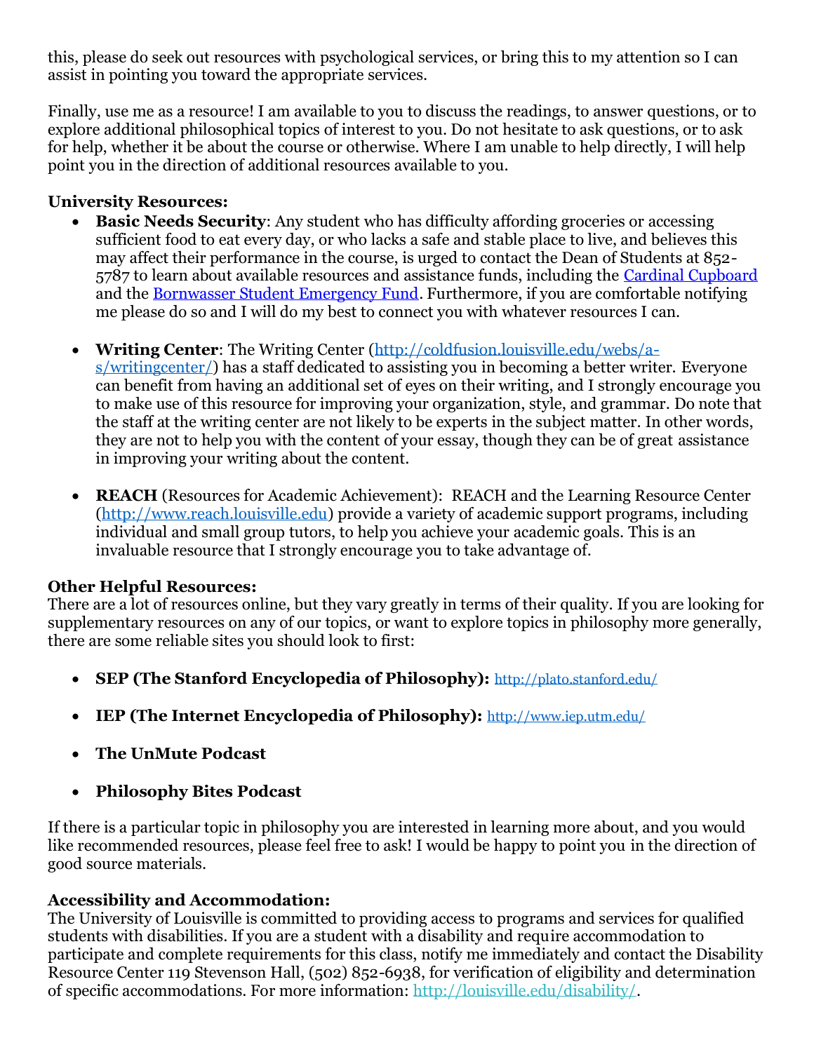this, please do seek out resources with psychological services, or bring this to my attention so I can assist in pointing you toward the appropriate services.

Finally, use me as a resource! I am available to you to discuss the readings, to answer questions, or to explore additional philosophical topics of interest to you. Do not hesitate to ask questions, or to ask for help, whether it be about the course or otherwise. Where I am unable to help directly, I will help point you in the direction of additional resources available to you.

**University Resources:**

- **Basic Needs Security**: Any student who has difficulty affording groceries or accessing sufficient food to eat every day, or who lacks a safe and stable place to live, and believes this may affect their performance in the course, is urged to contact the Dean of Students at 852-5787 to learn about available resources and assistance funds, including the [Cardinal Cupboard]() and the [Bornwasser Student Emergency Fund](). Furthermore, if you are comfortable notifying me please do so and I will do my best to connect you with whatever resources I can.

- **Writing Center**: The Writing Center ([http://coldfusion.louisville.edu/webs/a-s/writingcenter/](http://coldfusion.louisville.edu/webs/a-s/writingcenter/)) has a staff dedicated to assisting you in becoming a better writer. Everyone can benefit from having an additional set of eyes on their writing, and I strongly encourage you to make use of this resource for improving your organization, style, and grammar. Do note that the staff at the writing center are not likely to be experts in the subject matter. In other words, they are not to help you with the content of your essay, though they can be of great assistance in improving your writing about the content.

- **REACH** (Resources for Academic Achievement): REACH and the Learning Resource Center ([http://www.reach.louisville.edu](http://www.reach.louisville.edu)) provide a variety of academic support programs, including individual and small group tutors, to help you achieve your academic goals. This is an invaluable resource that I strongly encourage you to take advantage of.

**Other Helpful Resources:**

There are a lot of resources online, but they vary greatly in terms of their quality. If you are looking for supplementary resources on any of our topics, or want to explore topics in philosophy more generally, there are some reliable sites you should look to first:

- **SEP (The Stanford Encyclopedia of Philosophy):** [http://plato.stanford.edu/](http://plato.stanford.edu/)

- **IEP (The Internet Encyclopedia of Philosophy):** [http://www.iep.utm.edu/](http://www.iep.utm.edu/)

- **The UnMute Podcast**

- **Philosophy Bites Podcast**

If there is a particular topic in philosophy you are interested in learning more about, and you would like recommended resources, please feel free to ask! I would be happy to point you in the direction of good source materials.

**Accessibility and Accommodation:**

The University of Louisville is committed to providing access to programs and services for qualified students with disabilities. If you are a student with a disability and require accommodation to participate and complete requirements for this class, notify me immediately and contact the Disability Resource Center 119 Stevenson Hall, (502) 852-6938, for verification of eligibility and determination of specific accommodations. For more information: [http://louisville.edu/disability/](http://louisville.edu/disability/).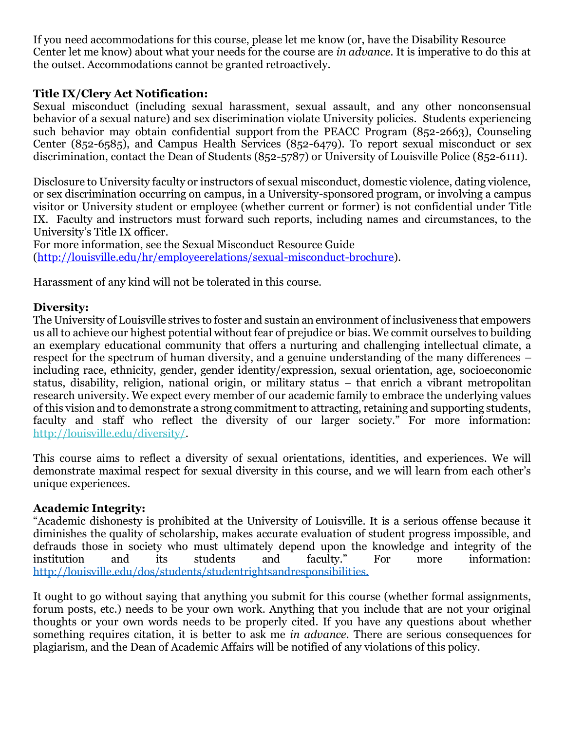If you need accommodations for this course, please let me know (or, have the Disability Resource Center let me know) about what your needs for the course are *in advance*. It is imperative to do this at the outset. Accommodations cannot be granted retroactively.

**Title IX/Clery Act Notification:**
Sexual misconduct (including sexual harassment, sexual assault, and any other nonconsensual behavior of a sexual nature) and sex discrimination violate University policies. Students experiencing such behavior may obtain confidential support from the PEACC Program (852-2663), Counseling Center (852-6585), and Campus Health Services (852-6479). To report sexual misconduct or sex discrimination, contact the Dean of Students (852-5787) or University of Louisville Police (852-6111).

Disclosure to University faculty or instructors of sexual misconduct, domestic violence, dating violence, or sex discrimination occurring on campus, in a University-sponsored program, or involving a campus visitor or University student or employee (whether current or former) is not confidential under Title IX. Faculty and instructors must forward such reports, including names and circumstances, to the University's Title IX officer.
For more information, see the Sexual Misconduct Resource Guide
(http://louisville.edu/hr/employeerelations/sexual-misconduct-brochure).

Harassment of any kind will not be tolerated in this course.

**Diversity:**
The University of Louisville strives to foster and sustain an environment of inclusiveness that empowers us all to achieve our highest potential without fear of prejudice or bias. We commit ourselves to building an exemplary educational community that offers a nurturing and challenging intellectual climate, a respect for the spectrum of human diversity, and a genuine understanding of the many differences – including race, ethnicity, gender, gender identity/expression, sexual orientation, age, socioeconomic status, disability, religion, national origin, or military status – that enrich a vibrant metropolitan research university. We expect every member of our academic family to embrace the underlying values of this vision and to demonstrate a strong commitment to attracting, retaining and supporting students, faculty and staff who reflect the diversity of our larger society." For more information: http://louisville.edu/diversity/.

This course aims to reflect a diversity of sexual orientations, identities, and experiences. We will demonstrate maximal respect for sexual diversity in this course, and we will learn from each other's unique experiences.

**Academic Integrity:**
"Academic dishonesty is prohibited at the University of Louisville. It is a serious offense because it diminishes the quality of scholarship, makes accurate evaluation of student progress impossible, and defrauds those in society who must ultimately depend upon the knowledge and integrity of the institution and its students and faculty." For more information: http://louisville.edu/dos/students/studentrightsandresponsibilities.

It ought to go without saying that anything you submit for this course (whether formal assignments, forum posts, etc.) needs to be your own work. Anything that you include that are not your original thoughts or your own words needs to be properly cited. If you have any questions about whether something requires citation, it is better to ask me *in advance*. There are serious consequences for plagiarism, and the Dean of Academic Affairs will be notified of any violations of this policy.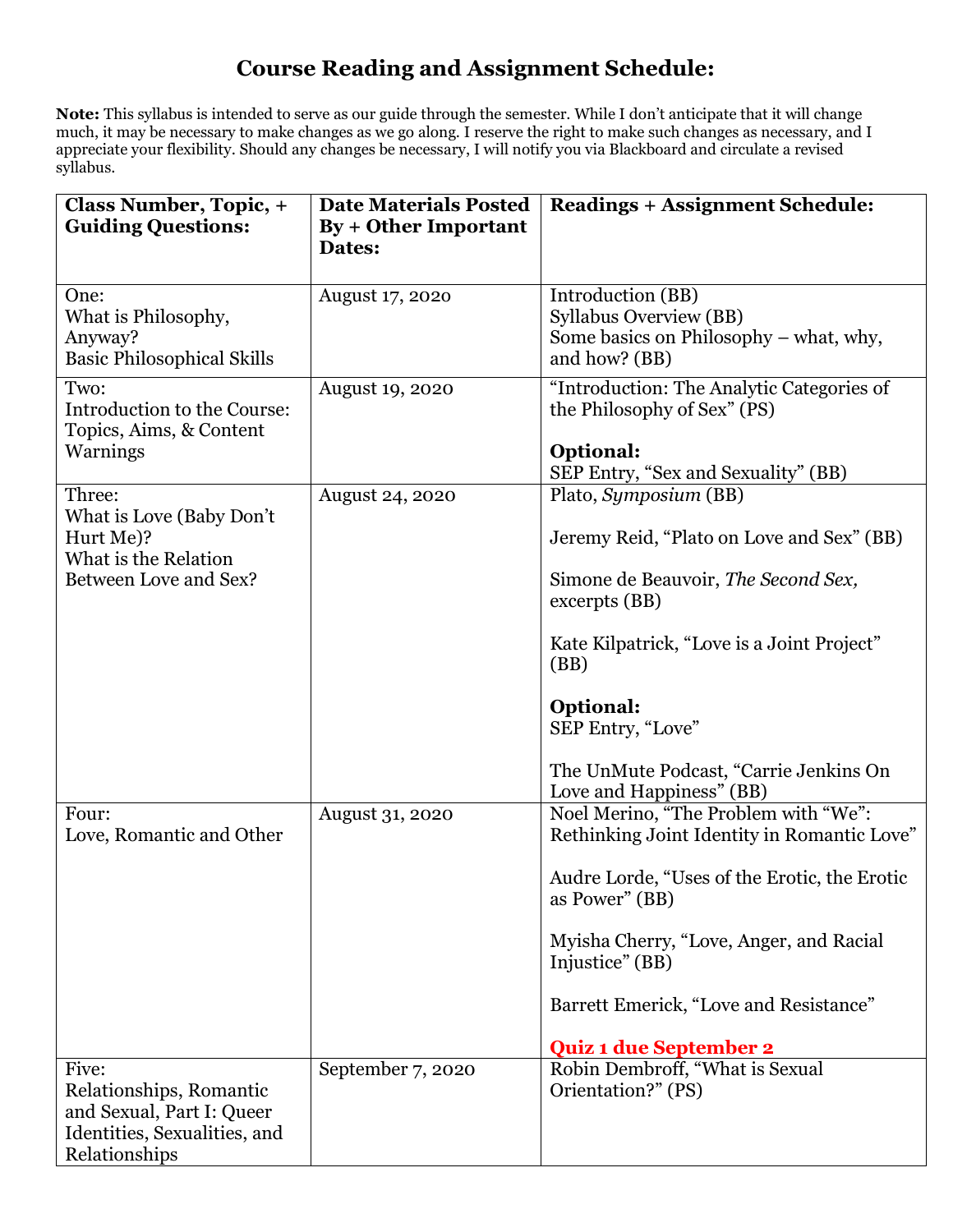# Course Reading and Assignment Schedule:

**Note:** This syllabus is intended to serve as our guide through the semester. While I don't anticipate that it will change much, it may be necessary to make changes as we go along. I reserve the right to make such changes as necessary, and I appreciate your flexibility. Should any changes be necessary, I will notify you via Blackboard and circulate a revised syllabus.

| **Class Number, Topic, + Guiding Questions:** | **Date Materials Posted By + Other Important Dates:** | **Readings + Assignment Schedule:** |
|---|---|---|
| One:<br>What is Philosophy, Anyway?<br>Basic Philosophical Skills | August 17, 2020 | Introduction (BB)<br>Syllabus Overview (BB)<br>Some basics on Philosophy – what, why, and how? (BB) |
| Two:<br>Introduction to the Course: Topics, Aims, & Content Warnings | August 19, 2020 | "Introduction: The Analytic Categories of the Philosophy of Sex" (PS)<br><br>**Optional:**<br>SEP Entry, "Sex and Sexuality" (BB) |
| Three:<br>What is Love (Baby Don't Hurt Me)?<br>What is the Relation Between Love and Sex? | August 24, 2020 | Plato, *Symposium* (BB)<br><br>Jeremy Reid, "Plato on Love and Sex" (BB)<br><br>Simone de Beauvoir, *The Second Sex,* excerpts (BB)<br><br>Kate Kilpatrick, "Love is a Joint Project" (BB)<br><br>**Optional:**<br>SEP Entry, "Love"<br><br>The UnMute Podcast, "Carrie Jenkins On Love and Happiness" (BB) |
| Four:<br>Love, Romantic and Other | August 31, 2020 | Noel Merino, "The Problem with "We": Rethinking Joint Identity in Romantic Love"<br><br>Audre Lorde, "Uses of the Erotic, the Erotic as Power" (BB)<br><br>Myisha Cherry, "Love, Anger, and Racial Injustice" (BB)<br><br>Barrett Emerick, "Love and Resistance"<br><br>**Quiz 1 due September 2** |
| Five:<br>Relationships, Romantic and Sexual, Part I: Queer Identities, Sexualities, and Relationships | September 7, 2020 | Robin Dembroff, "What is Sexual Orientation?" (PS) |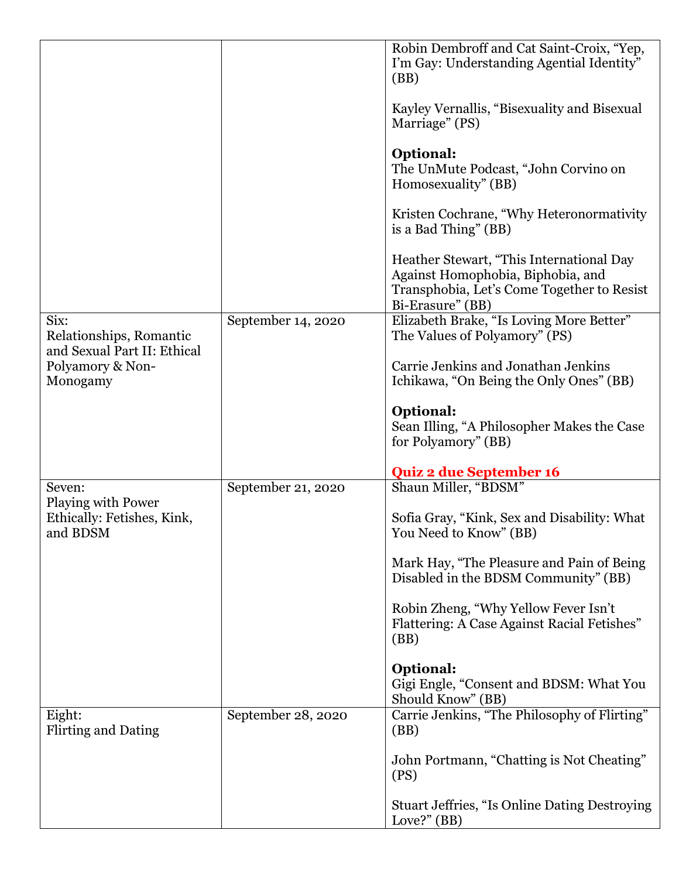| | | |
|---|---|---|
| | | Robin Dembroff and Cat Saint-Croix, "Yep, I'm Gay: Understanding Agential Identity" (BB)<br><br>Kayley Vernallis, "Bisexuality and Bisexual Marriage" (PS)<br><br>**Optional:**<br>The UnMute Podcast, "John Corvino on Homosexuality" (BB)<br><br>Kristen Cochrane, "Why Heteronormativity is a Bad Thing" (BB)<br><br>Heather Stewart, "This International Day Against Homophobia, Biphobia, and Transphobia, Let's Come Together to Resist Bi-Erasure" (BB) |
| Six:<br>Relationships, Romantic and Sexual Part II: Ethical Polyamory & Non-Monogamy | September 14, 2020 | Elizabeth Brake, "Is Loving More Better" The Values of Polyamory" (PS)<br><br>Carrie Jenkins and Jonathan Jenkins Ichikawa, "On Being the Only Ones" (BB)<br><br>**Optional:**<br>Sean Illing, "A Philosopher Makes the Case for Polyamory" (BB)<br><br>**Quiz 2 due September 16** |
| Seven:<br>Playing with Power Ethically: Fetishes, Kink, and BDSM | September 21, 2020 | Shaun Miller, "BDSM"<br><br>Sofia Gray, "Kink, Sex and Disability: What You Need to Know" (BB)<br><br>Mark Hay, "The Pleasure and Pain of Being Disabled in the BDSM Community" (BB)<br><br>Robin Zheng, "Why Yellow Fever Isn't Flattering: A Case Against Racial Fetishes" (BB)<br><br>**Optional:**<br>Gigi Engle, "Consent and BDSM: What You Should Know" (BB) |
| Eight:<br>Flirting and Dating | September 28, 2020 | Carrie Jenkins, "The Philosophy of Flirting" (BB)<br><br>John Portmann, "Chatting is Not Cheating" (PS)<br><br>Stuart Jeffries, "Is Online Dating Destroying Love?" (BB) |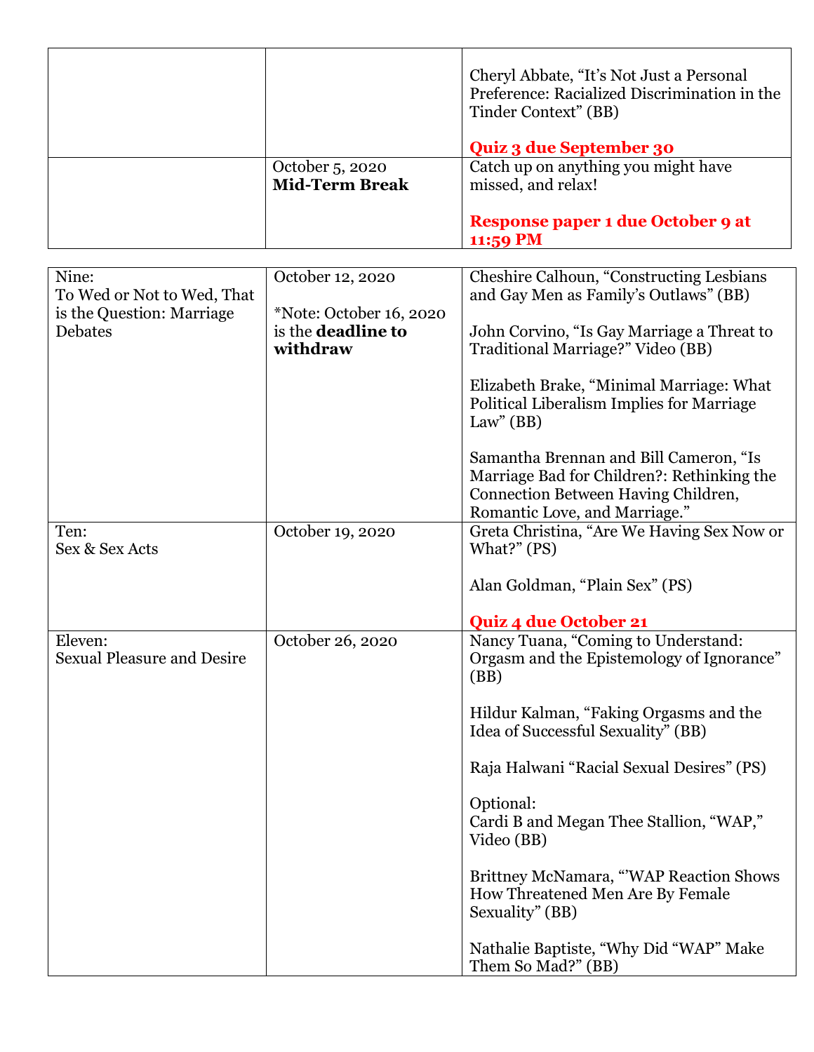| | | |
|---|---|---|
| | | Cheryl Abbate, "It's Not Just a Personal Preference: Racialized Discrimination in the Tinder Context" (BB)<br><br>**Quiz 3 due September 30** |
| | October 5, 2020<br>**Mid-Term Break** | Catch up on anything you might have missed, and relax!<br><br>**Response paper 1 due October 9 at 11:59 PM** |

| | | |
|---|---|---|
| Nine:<br>To Wed or Not to Wed, That is the Question: Marriage Debates | October 12, 2020<br><br>*Note: October 16, 2020 is the **deadline to withdraw** | Cheshire Calhoun, "Constructing Lesbians and Gay Men as Family's Outlaws" (BB)<br><br>John Corvino, "Is Gay Marriage a Threat to Traditional Marriage?" Video (BB)<br><br>Elizabeth Brake, "Minimal Marriage: What Political Liberalism Implies for Marriage Law" (BB)<br><br>Samantha Brennan and Bill Cameron, "Is Marriage Bad for Children?: Rethinking the Connection Between Having Children, Romantic Love, and Marriage." |
| Ten:<br>Sex & Sex Acts | October 19, 2020 | Greta Christina, "Are We Having Sex Now or What?" (PS)<br><br>Alan Goldman, "Plain Sex" (PS)<br><br>**Quiz 4 due October 21** |
| Eleven:<br>Sexual Pleasure and Desire | October 26, 2020 | Nancy Tuana, "Coming to Understand: Orgasm and the Epistemology of Ignorance" (BB)<br><br>Hildur Kalman, "Faking Orgasms and the Idea of Successful Sexuality" (BB)<br><br>Raja Halwani "Racial Sexual Desires" (PS)<br><br>Optional:<br>Cardi B and Megan Thee Stallion, "WAP," Video (BB)<br><br>Brittney McNamara, "'WAP Reaction Shows How Threatened Men Are By Female Sexuality" (BB)<br><br>Nathalie Baptiste, "Why Did "WAP" Make Them So Mad?" (BB) |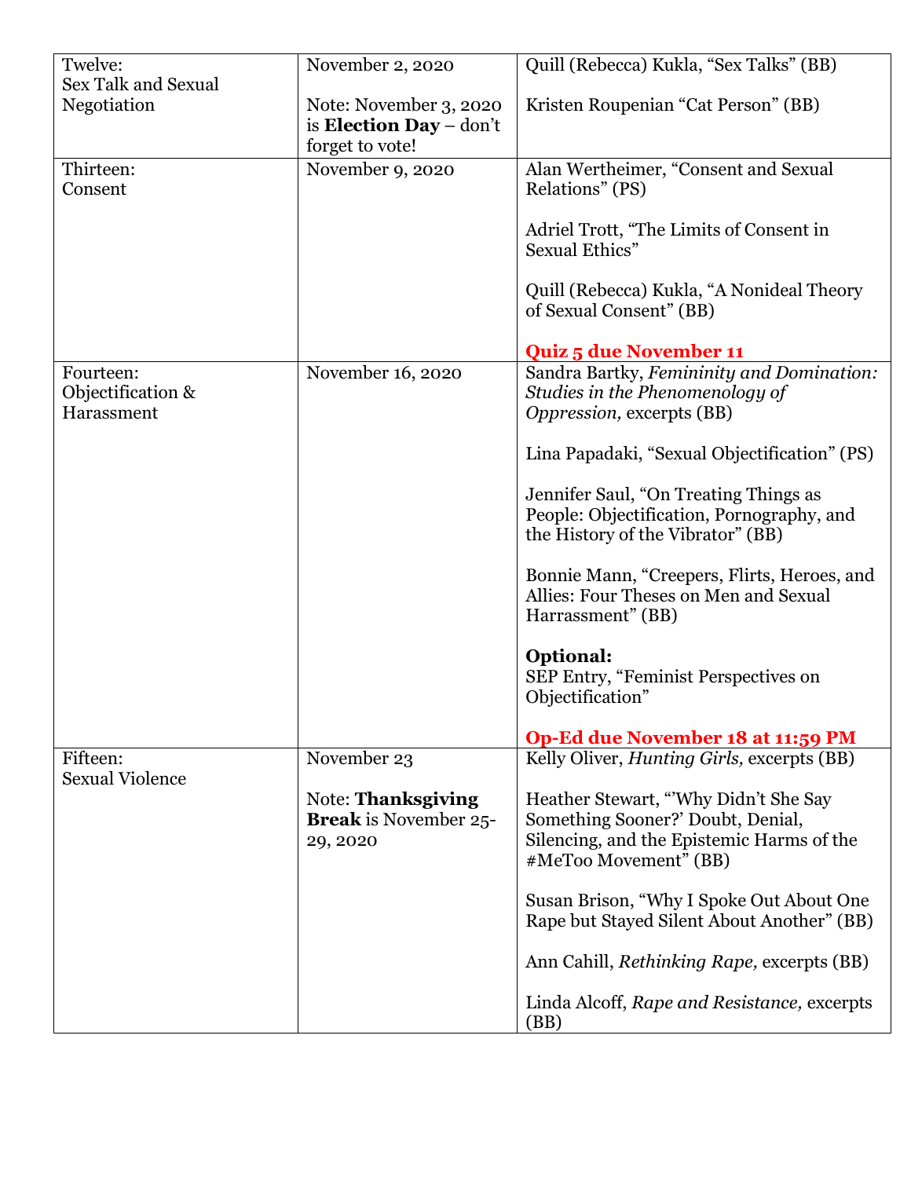| Twelve:<br>Sex Talk and Sexual Negotiation | November 2, 2020<br><br>Note: November 3, 2020 is **Election Day** – don't forget to vote! | Quill (Rebecca) Kukla, "Sex Talks" (BB)<br><br>Kristen Roupenian "Cat Person" (BB) |
|---|---|---|
| Thirteen:<br>Consent | November 9, 2020 | Alan Wertheimer, "Consent and Sexual Relations" (PS)<br><br>Adriel Trott, "The Limits of Consent in Sexual Ethics"<br><br>Quill (Rebecca) Kukla, "A Nonideal Theory of Sexual Consent" (BB)<br><br>**Quiz 5 due November 11** |
| Fourteen:<br>Objectification & Harassment | November 16, 2020 | Sandra Bartky, *Femininity and Domination: Studies in the Phenomenology of Oppression,* excerpts (BB)<br><br>Lina Papadaki, "Sexual Objectification" (PS)<br><br>Jennifer Saul, "On Treating Things as People: Objectification, Pornography, and the History of the Vibrator" (BB)<br><br>Bonnie Mann, "Creepers, Flirts, Heroes, and Allies: Four Theses on Men and Sexual Harrassment" (BB)<br><br>**Optional:**<br>SEP Entry, "Feminist Perspectives on Objectification"<br><br>**Op-Ed due November 18 at 11:59 PM** |
| Fifteen:<br>Sexual Violence | November 23<br><br>Note: **Thanksgiving Break** is November 25-29, 2020 | Kelly Oliver, *Hunting Girls,* excerpts (BB)<br><br>Heather Stewart, "'Why Didn't She Say Something Sooner?' Doubt, Denial, Silencing, and the Epistemic Harms of the #MeToo Movement" (BB)<br><br>Susan Brison, "Why I Spoke Out About One Rape but Stayed Silent About Another" (BB)<br><br>Ann Cahill, *Rethinking Rape,* excerpts (BB)<br><br>Linda Alcoff, *Rape and Resistance,* excerpts (BB) |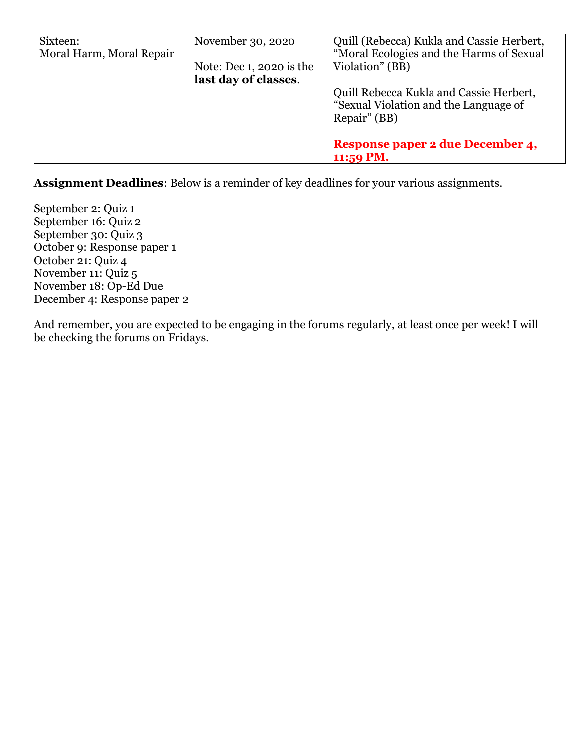| | | |
|---|---|---|
| Sixteen: Moral Harm, Moral Repair | November 30, 2020<br><br>Note: Dec 1, 2020 is the **last day of classes**. | Quill (Rebecca) Kukla and Cassie Herbert, "Moral Ecologies and the Harms of Sexual Violation" (BB)<br><br>Quill Rebecca Kukla and Cassie Herbert, "Sexual Violation and the Language of Repair" (BB)<br><br>**Response paper 2 due December 4, 11:59 PM.** |

**Assignment Deadlines**: Below is a reminder of key deadlines for your various assignments.

September 2: Quiz 1
September 16: Quiz 2
September 30: Quiz 3
October 9: Response paper 1
October 21: Quiz 4
November 11: Quiz 5
November 18: Op-Ed Due
December 4: Response paper 2

And remember, you are expected to be engaging in the forums regularly, at least once per week! I will be checking the forums on Fridays.